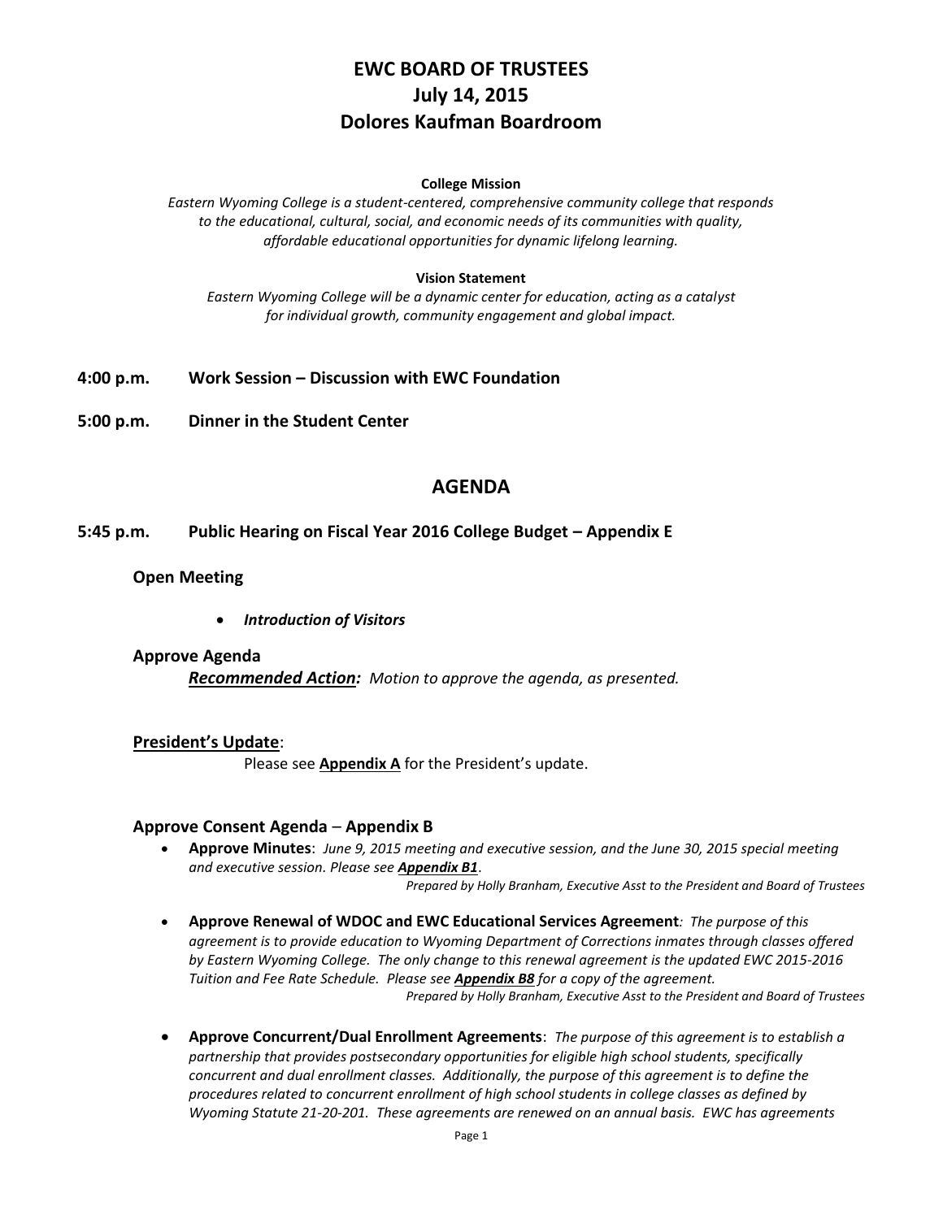# EWC BOARD OF TRUSTEES
# July 14, 2015
# Dolores Kaufman Boardroom

**College Mission**

*Eastern Wyoming College is a student-centered, comprehensive community college that responds to the educational, cultural, social, and economic needs of its communities with quality, affordable educational opportunities for dynamic lifelong learning.*

**Vision Statement**

*Eastern Wyoming College will be a dynamic center for education, acting as a catalyst for individual growth, community engagement and global impact.*

**4:00 p.m. Work Session – Discussion with EWC Foundation**

**5:00 p.m. Dinner in the Student Center**

## AGENDA

**5:45 p.m. Public Hearing on Fiscal Year 2016 College Budget – Appendix E**

### Open Meeting

- ***Introduction of Visitors***

### Approve Agenda

***Recommended Action:*** *Motion to approve the agenda, as presented.*

### President's Update:

Please see **Appendix A** for the President's update.

### Approve Consent Agenda – Appendix B

- **Approve Minutes**: *June 9, 2015 meeting and executive session, and the June 30, 2015 special meeting and executive session. Please see* ***Appendix B1****.*

  *Prepared by Holly Branham, Executive Asst to the President and Board of Trustees*

- **Approve Renewal of WDOC and EWC Educational Services Agreement**: *The purpose of this agreement is to provide education to Wyoming Department of Corrections inmates through classes offered by Eastern Wyoming College. The only change to this renewal agreement is the updated EWC 2015-2016 Tuition and Fee Rate Schedule. Please see* ***Appendix B8*** *for a copy of the agreement.*

  *Prepared by Holly Branham, Executive Asst to the President and Board of Trustees*

- **Approve Concurrent/Dual Enrollment Agreements**: *The purpose of this agreement is to establish a partnership that provides postsecondary opportunities for eligible high school students, specifically concurrent and dual enrollment classes. Additionally, the purpose of this agreement is to define the procedures related to concurrent enrollment of high school students in college classes as defined by Wyoming Statute 21-20-201. These agreements are renewed on an annual basis. EWC has agreements*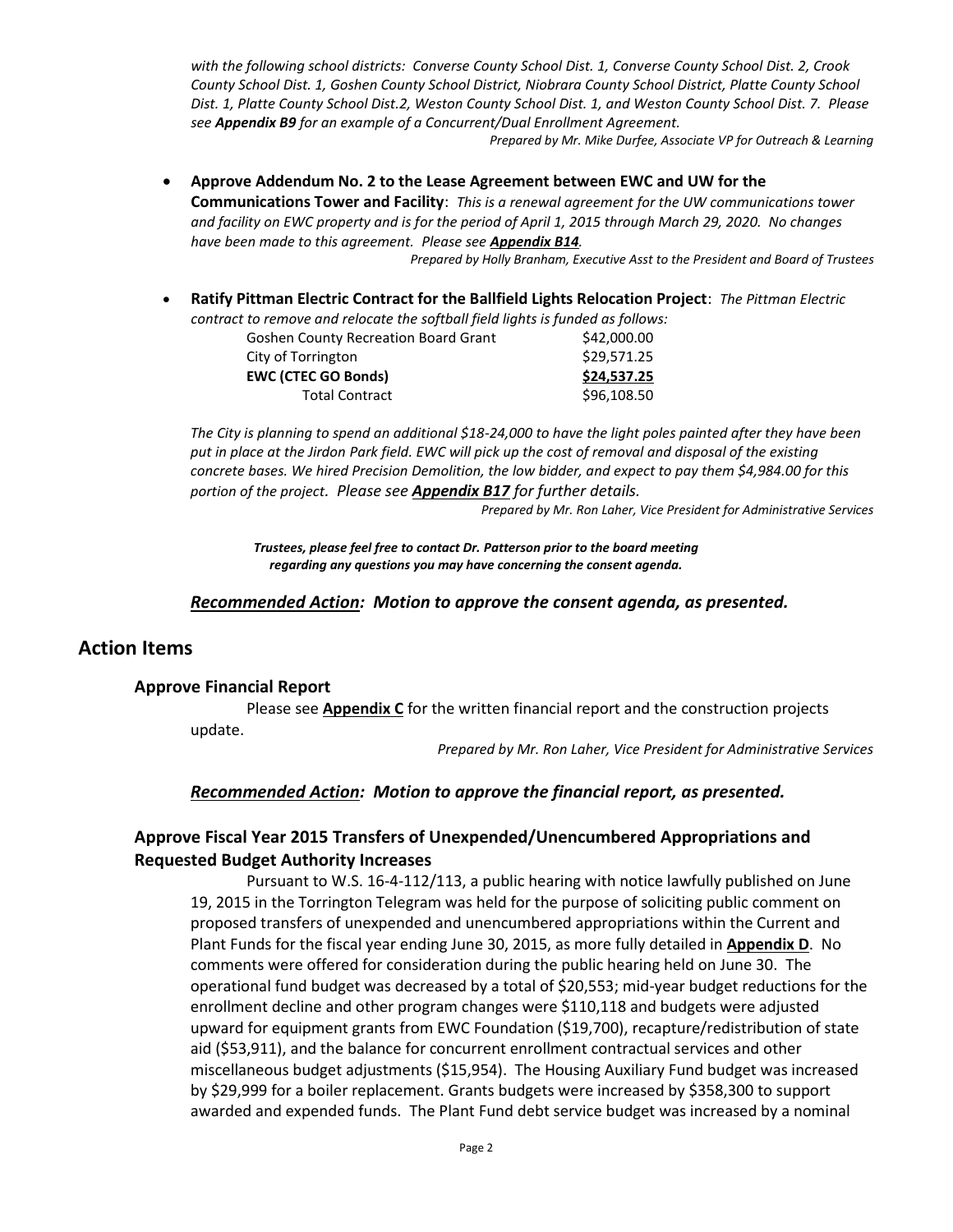*with the following school districts: Converse County School Dist. 1, Converse County School Dist. 2, Crook County School Dist. 1, Goshen County School District, Niobrara County School District, Platte County School Dist. 1, Platte County School Dist.2, Weston County School Dist. 1, and Weston County School Dist. 7. Please see **Appendix B9** for an example of a Concurrent/Dual Enrollment Agreement.*

*Prepared by Mr. Mike Durfee, Associate VP for Outreach & Learning*

- **Approve Addendum No. 2 to the Lease Agreement between EWC and UW for the Communications Tower and Facility**: *This is a renewal agreement for the UW communications tower and facility on EWC property and is for the period of April 1, 2015 through March 29, 2020. No changes have been made to this agreement. Please see **Appendix B14**.*

  *Prepared by Holly Branham, Executive Asst to the President and Board of Trustees*

- **Ratify Pittman Electric Contract for the Ballfield Lights Relocation Project**: *The Pittman Electric contract to remove and relocate the softball field lights is funded as follows:*

| | |
|---|---|
| Goshen County Recreation Board Grant | $42,000.00 |
| City of Torrington | $29,571.25 |
| **EWC (CTEC GO Bonds)** | **$24,537.25** |
| Total Contract | $96,108.50 |

*The City is planning to spend an additional $18-24,000 to have the light poles painted after they have been put in place at the Jirdon Park field. EWC will pick up the cost of removal and disposal of the existing concrete bases. We hired Precision Demolition, the low bidder, and expect to pay them $4,984.00 for this portion of the project. Please see **Appendix B17** for further details.*

*Prepared by Mr. Ron Laher, Vice President for Administrative Services*

***Trustees, please feel free to contact Dr. Patterson prior to the board meeting regarding any questions you may have concerning the consent agenda.***

***Recommended Action**: Motion to approve the consent agenda, as presented.*

## Action Items

### Approve Financial Report

Please see **Appendix C** for the written financial report and the construction projects update.

*Prepared by Mr. Ron Laher, Vice President for Administrative Services*

***Recommended Action**: Motion to approve the financial report, as presented.*

### Approve Fiscal Year 2015 Transfers of Unexpended/Unencumbered Appropriations and Requested Budget Authority Increases

Pursuant to W.S. 16-4-112/113, a public hearing with notice lawfully published on June 19, 2015 in the Torrington Telegram was held for the purpose of soliciting public comment on proposed transfers of unexpended and unencumbered appropriations within the Current and Plant Funds for the fiscal year ending June 30, 2015, as more fully detailed in **Appendix D**. No comments were offered for consideration during the public hearing held on June 30. The operational fund budget was decreased by a total of $20,553; mid-year budget reductions for the enrollment decline and other program changes were $110,118 and budgets were adjusted upward for equipment grants from EWC Foundation ($19,700), recapture/redistribution of state aid ($53,911), and the balance for concurrent enrollment contractual services and other miscellaneous budget adjustments ($15,954). The Housing Auxiliary Fund budget was increased by $29,999 for a boiler replacement. Grants budgets were increased by $358,300 to support awarded and expended funds. The Plant Fund debt service budget was increased by a nominal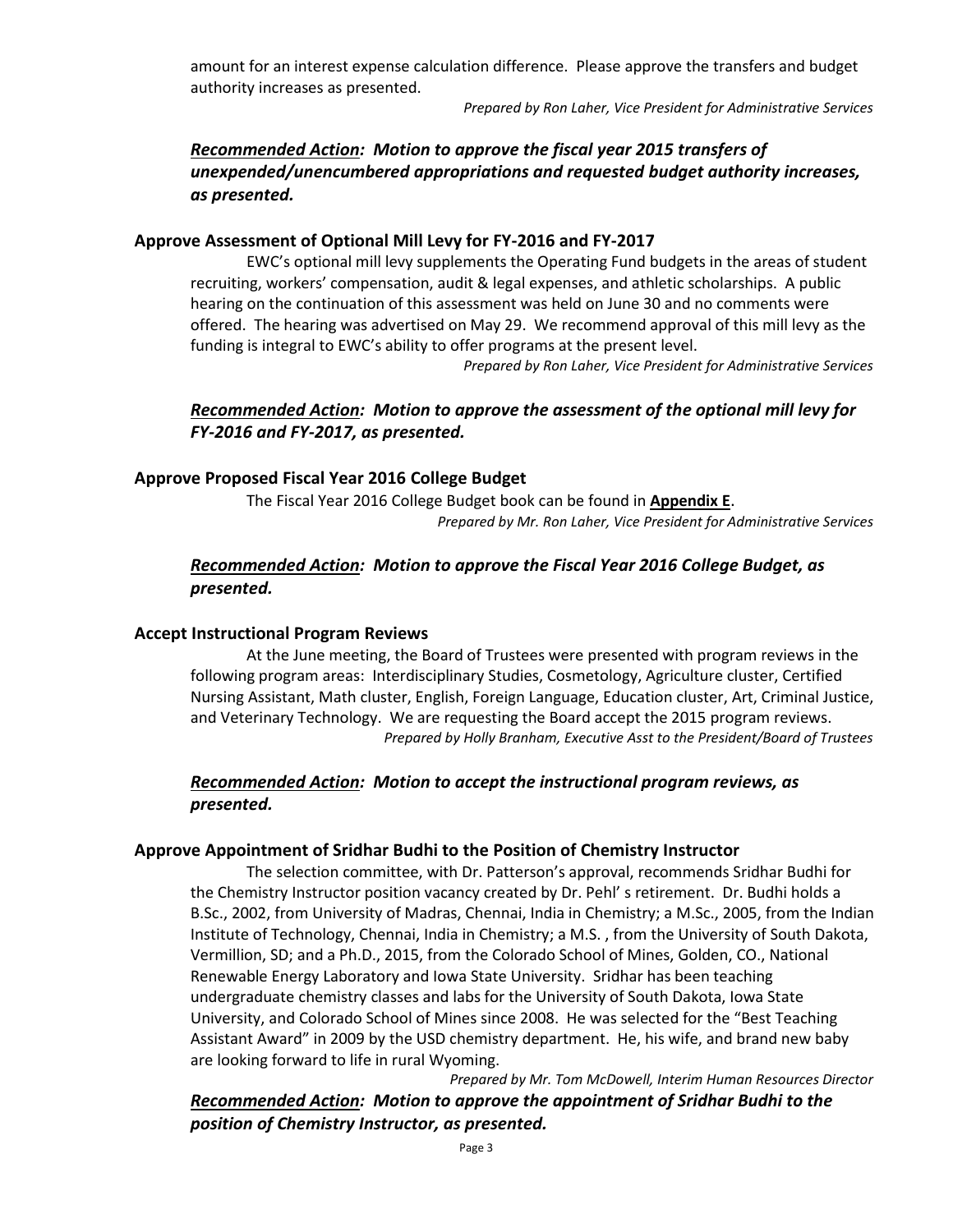amount for an interest expense calculation difference. Please approve the transfers and budget authority increases as presented.

*Prepared by Ron Laher, Vice President for Administrative Services*

***Recommended Action**: Motion to approve the fiscal year 2015 transfers of unexpended/unencumbered appropriations and requested budget authority increases, as presented.*

### Approve Assessment of Optional Mill Levy for FY-2016 and FY-2017

EWC's optional mill levy supplements the Operating Fund budgets in the areas of student recruiting, workers' compensation, audit & legal expenses, and athletic scholarships. A public hearing on the continuation of this assessment was held on June 30 and no comments were offered. The hearing was advertised on May 29. We recommend approval of this mill levy as the funding is integral to EWC's ability to offer programs at the present level.

*Prepared by Ron Laher, Vice President for Administrative Services*

***Recommended Action**: Motion to approve the assessment of the optional mill levy for FY-2016 and FY-2017, as presented.*

### Approve Proposed Fiscal Year 2016 College Budget

The Fiscal Year 2016 College Budget book can be found in **Appendix E**.

*Prepared by Mr. Ron Laher, Vice President for Administrative Services*

***Recommended Action**: Motion to approve the Fiscal Year 2016 College Budget, as presented.*

### Accept Instructional Program Reviews

At the June meeting, the Board of Trustees were presented with program reviews in the following program areas: Interdisciplinary Studies, Cosmetology, Agriculture cluster, Certified Nursing Assistant, Math cluster, English, Foreign Language, Education cluster, Art, Criminal Justice, and Veterinary Technology. We are requesting the Board accept the 2015 program reviews.

*Prepared by Holly Branham, Executive Asst to the President/Board of Trustees*

***Recommended Action**: Motion to accept the instructional program reviews, as presented.*

### Approve Appointment of Sridhar Budhi to the Position of Chemistry Instructor

The selection committee, with Dr. Patterson's approval, recommends Sridhar Budhi for the Chemistry Instructor position vacancy created by Dr. Pehl' s retirement. Dr. Budhi holds a B.Sc., 2002, from University of Madras, Chennai, India in Chemistry; a M.Sc., 2005, from the Indian Institute of Technology, Chennai, India in Chemistry; a M.S. , from the University of South Dakota, Vermillion, SD; and a Ph.D., 2015, from the Colorado School of Mines, Golden, CO., National Renewable Energy Laboratory and Iowa State University. Sridhar has been teaching undergraduate chemistry classes and labs for the University of South Dakota, Iowa State University, and Colorado School of Mines since 2008. He was selected for the "Best Teaching Assistant Award" in 2009 by the USD chemistry department. He, his wife, and brand new baby are looking forward to life in rural Wyoming.

*Prepared by Mr. Tom McDowell, Interim Human Resources Director*

***Recommended Action**: Motion to approve the appointment of Sridhar Budhi to the position of Chemistry Instructor, as presented.*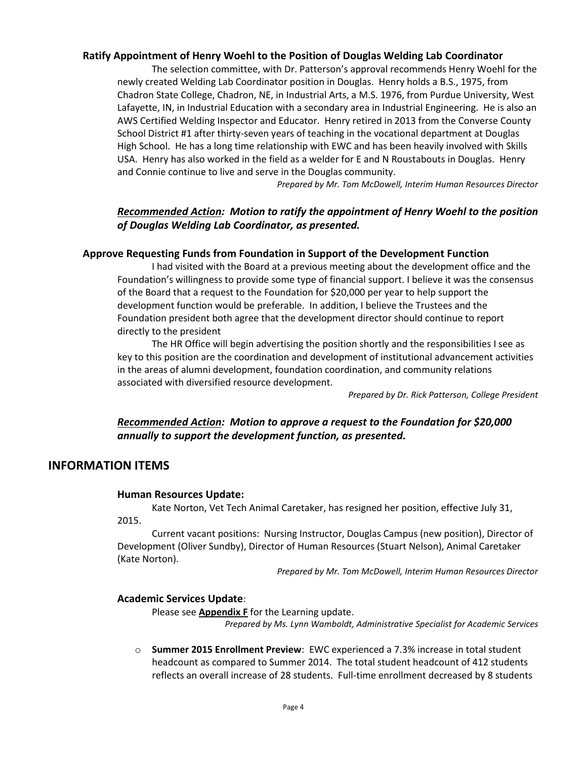### Ratify Appointment of Henry Woehl to the Position of Douglas Welding Lab Coordinator

The selection committee, with Dr. Patterson's approval recommends Henry Woehl for the newly created Welding Lab Coordinator position in Douglas. Henry holds a B.S., 1975, from Chadron State College, Chadron, NE, in Industrial Arts, a M.S. 1976, from Purdue University, West Lafayette, IN, in Industrial Education with a secondary area in Industrial Engineering. He is also an AWS Certified Welding Inspector and Educator. Henry retired in 2013 from the Converse County School District #1 after thirty-seven years of teaching in the vocational department at Douglas High School. He has a long time relationship with EWC and has been heavily involved with Skills USA. Henry has also worked in the field as a welder for E and N Roustabouts in Douglas. Henry and Connie continue to live and serve in the Douglas community.

*Prepared by Mr. Tom McDowell, Interim Human Resources Director*

***Recommended Action:* *Motion to ratify the appointment of Henry Woehl to the position of Douglas Welding Lab Coordinator, as presented.***

### Approve Requesting Funds from Foundation in Support of the Development Function

I had visited with the Board at a previous meeting about the development office and the Foundation's willingness to provide some type of financial support. I believe it was the consensus of the Board that a request to the Foundation for $20,000 per year to help support the development function would be preferable. In addition, I believe the Trustees and the Foundation president both agree that the development director should continue to report directly to the president

The HR Office will begin advertising the position shortly and the responsibilities I see as key to this position are the coordination and development of institutional advancement activities in the areas of alumni development, foundation coordination, and community relations associated with diversified resource development.

*Prepared by Dr. Rick Patterson, College President*

***Recommended Action:* *Motion to approve a request to the Foundation for $20,000 annually to support the development function, as presented.***

## INFORMATION ITEMS

### Human Resources Update:

Kate Norton, Vet Tech Animal Caretaker, has resigned her position, effective July 31, 2015.

Current vacant positions: Nursing Instructor, Douglas Campus (new position), Director of Development (Oliver Sundby), Director of Human Resources (Stuart Nelson), Animal Caretaker (Kate Norton).

*Prepared by Mr. Tom McDowell, Interim Human Resources Director*

### Academic Services Update:

Please see **Appendix F** for the Learning update.

*Prepared by Ms. Lynn Wamboldt, Administrative Specialist for Academic Services*

- **Summer 2015 Enrollment Preview**: EWC experienced a 7.3% increase in total student headcount as compared to Summer 2014. The total student headcount of 412 students reflects an overall increase of 28 students. Full-time enrollment decreased by 8 students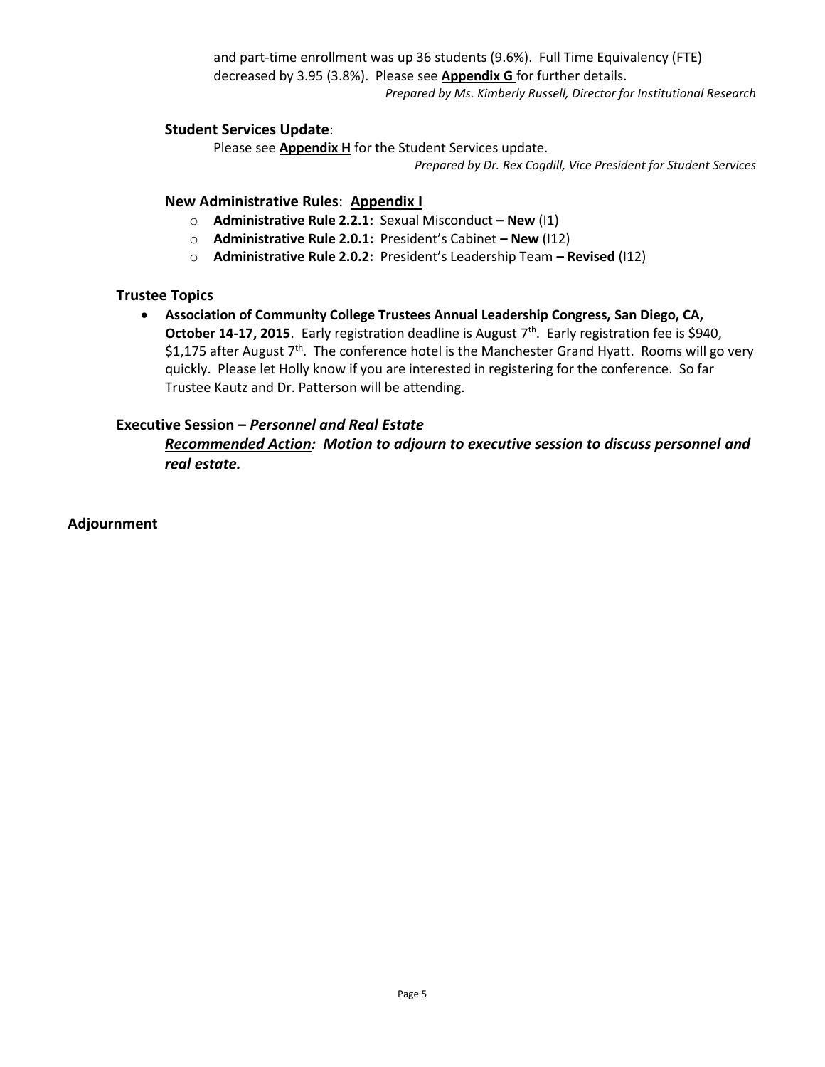and part-time enrollment was up 36 students (9.6%). Full Time Equivalency (FTE) decreased by 3.95 (3.8%). Please see **Appendix G** for further details.

*Prepared by Ms. Kimberly Russell, Director for Institutional Research*

### Student Services Update:

Please see **Appendix H** for the Student Services update.

*Prepared by Dr. Rex Cogdill, Vice President for Student Services*

### New Administrative Rules: Appendix I

- **Administrative Rule 2.2.1:** Sexual Misconduct **– New** (I1)
- **Administrative Rule 2.0.1:** President's Cabinet **– New** (I12)
- **Administrative Rule 2.0.2:** President's Leadership Team **– Revised** (I12)

## Trustee Topics

- **Association of Community College Trustees Annual Leadership Congress, San Diego, CA, October 14-17, 2015**. Early registration deadline is August 7th. Early registration fee is $940, $1,175 after August 7th. The conference hotel is the Manchester Grand Hyatt. Rooms will go very quickly. Please let Holly know if you are interested in registering for the conference. So far Trustee Kautz and Dr. Patterson will be attending.

## Executive Session – *Personnel and Real Estate*

***Recommended Action:* Motion to adjourn to executive session to discuss personnel and real estate.**

## Adjournment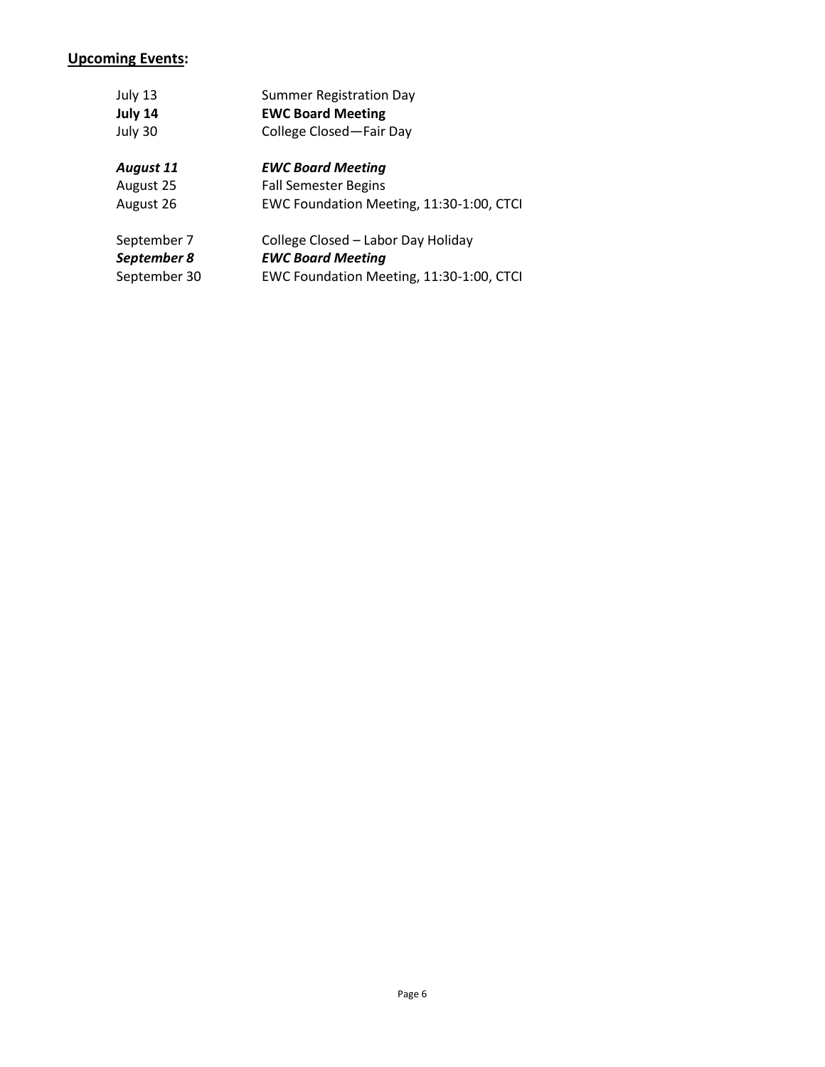**Upcoming Events:**

| | |
|---|---|
| July 13 | Summer Registration Day |
| **July 14** | **EWC Board Meeting** |
| July 30 | College Closed—Fair Day |
| ***August 11*** | ***EWC Board Meeting*** |
| August 25 | Fall Semester Begins |
| August 26 | EWC Foundation Meeting, 11:30-1:00, CTCI |
| September 7 | College Closed – Labor Day Holiday |
| ***September 8*** | ***EWC Board Meeting*** |
| September 30 | EWC Foundation Meeting, 11:30-1:00, CTCI |